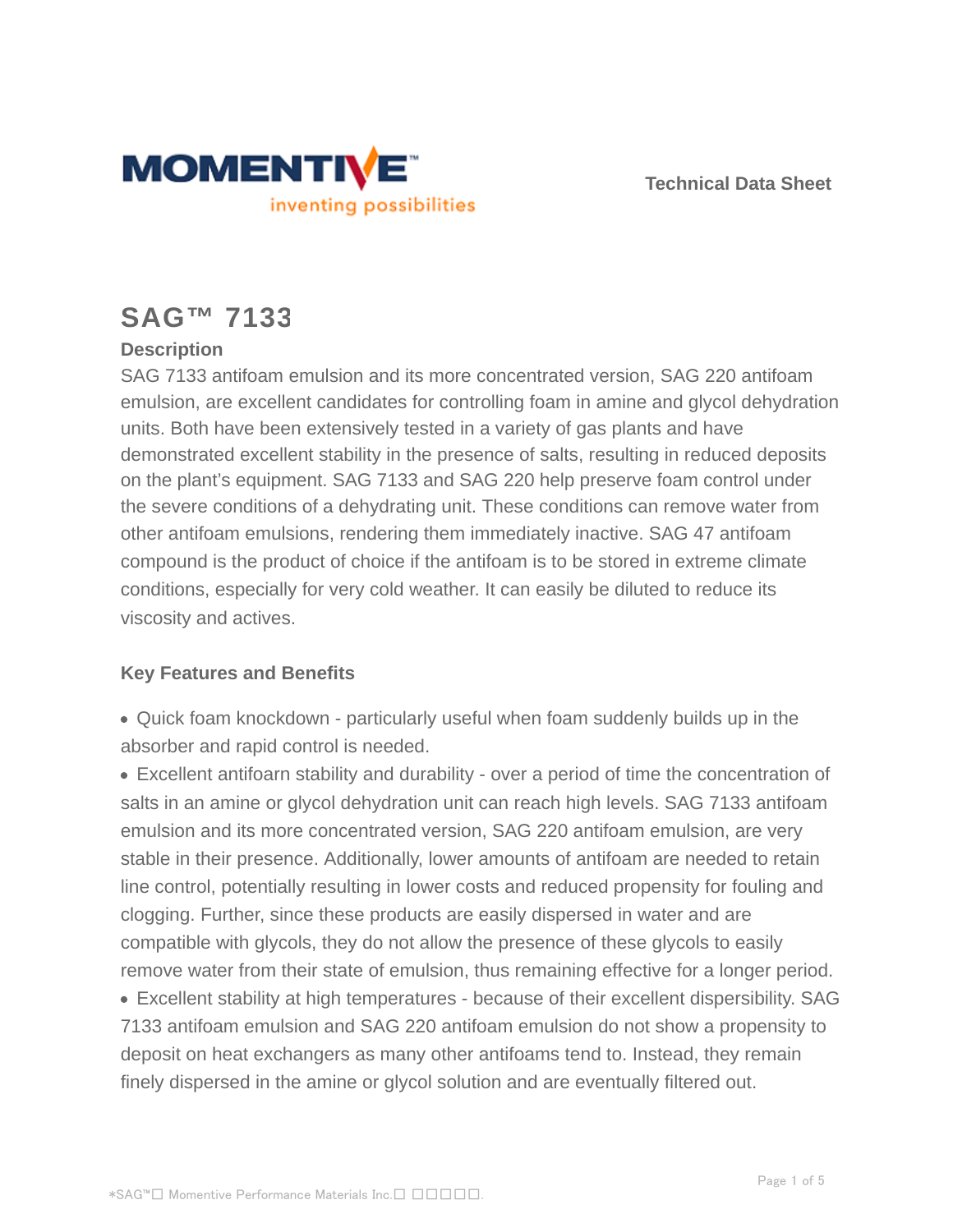Technical Data Sheet

# SAG™ 7133

## Description

SAG 7133 antifoam emulsion and its more concentrated version, SAG 220 antifoam emulsion, are excellent candidates for controlling foam in amine and glycol dehydration units. Both have been extensively tested in a variety of gas plants and have demonstrated excellent stability in the presence of salts, resulting in reduced deposits on the plant's equipment. SAG 7133 and SAG 220 help preserve foam control under the severe conditions of a dehydrating unit. These conditions can remove water from other antifoam emulsions, rendering them immediately inactive. SAG 47 antifoam compound is the product of choice if the antifoam is to be stored in extreme climate conditions, especially for very cold weather. It can easily be diluted to reduce its viscosity and actives.

## Key Features and Benefits

- Quick foam knockdown - particularly useful when foam suddenly builds up in the absorber and rapid control is needed.
- Excellent antifoarn stability and durability - over a period of time the concentration of salts in an amine or glycol dehydration unit can reach high levels. SAG 7133 antifoam emulsion and its more concentrated version, SAG 220 antifoam emulsion, are very stable in their presence. Additionally, lower amounts of antifoam are needed to retain line control, potentially resulting in lower costs and reduced propensity for fouling and clogging. Further, since these products are easily dispersed in water and are compatible with glycols, they do not allow the presence of these glycols to easily remove water from their state of emulsion, thus remaining effective for a longer period.
- Excellent stability at high temperatures - because of their excellent dispersibility. SAG 7133 antifoam emulsion and SAG 220 antifoam emulsion do not show a propensity to deposit on heat exchangers as many other antifoams tend to. Instead, they remain finely dispersed in the amine or glycol solution and are eventually filtered out.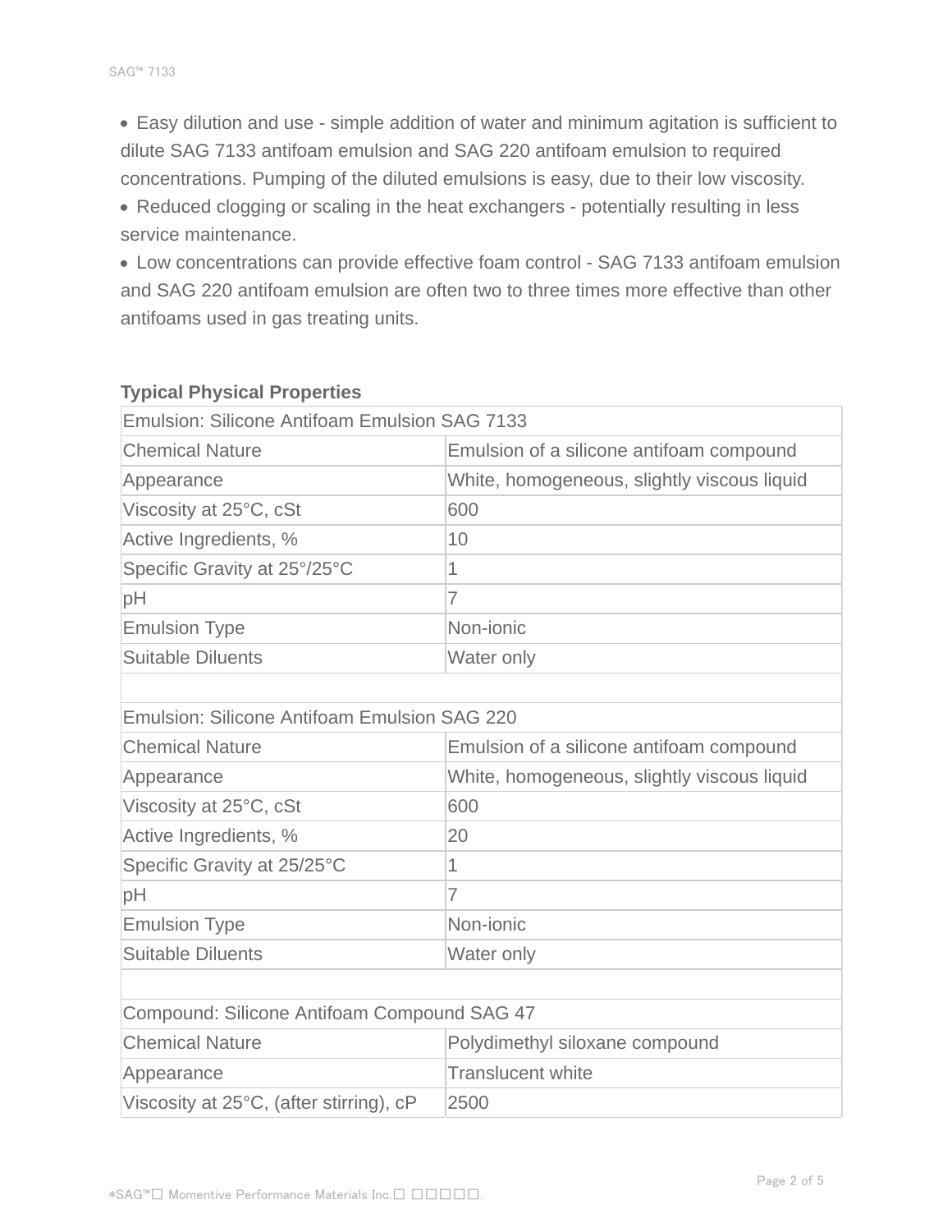- Easy dilution and use - simple addition of water and minimum agitation is sufficient to dilute SAG 7133 antifoam emulsion and SAG 220 antifoam emulsion to required concentrations. Pumping of the diluted emulsions is easy, due to their low viscosity.
- Reduced clogging or scaling in the heat exchangers - potentially resulting in less service maintenance.
- Low concentrations can provide effective foam control - SAG 7133 antifoam emulsion and SAG 220 antifoam emulsion are often two to three times more effective than other antifoams used in gas treating units.

**Typical Physical Properties**

| Emulsion: Silicone Antifoam Emulsion SAG 7133 | |
|---|---|
| Chemical Nature | Emulsion of a silicone antifoam compound |
| Appearance | White, homogeneous, slightly viscous liquid |
| Viscosity at 25°C, cSt | 600 |
| Active Ingredients, % | 10 |
| Specific Gravity at 25°/25°C | 1 |
| pH | 7 |
| Emulsion Type | Non-ionic |
| Suitable Diluents | Water only |
| | |
| Emulsion: Silicone Antifoam Emulsion SAG 220 | |
| Chemical Nature | Emulsion of a silicone antifoam compound |
| Appearance | White, homogeneous, slightly viscous liquid |
| Viscosity at 25°C, cSt | 600 |
| Active Ingredients, % | 20 |
| Specific Gravity at 25/25°C | 1 |
| pH | 7 |
| Emulsion Type | Non-ionic |
| Suitable Diluents | Water only |
| | |
| Compound: Silicone Antifoam Compound SAG 47 | |
| Chemical Nature | Polydimethyl siloxane compound |
| Appearance | Translucent white |
| Viscosity at 25°C, (after stirring), cP | 2500 |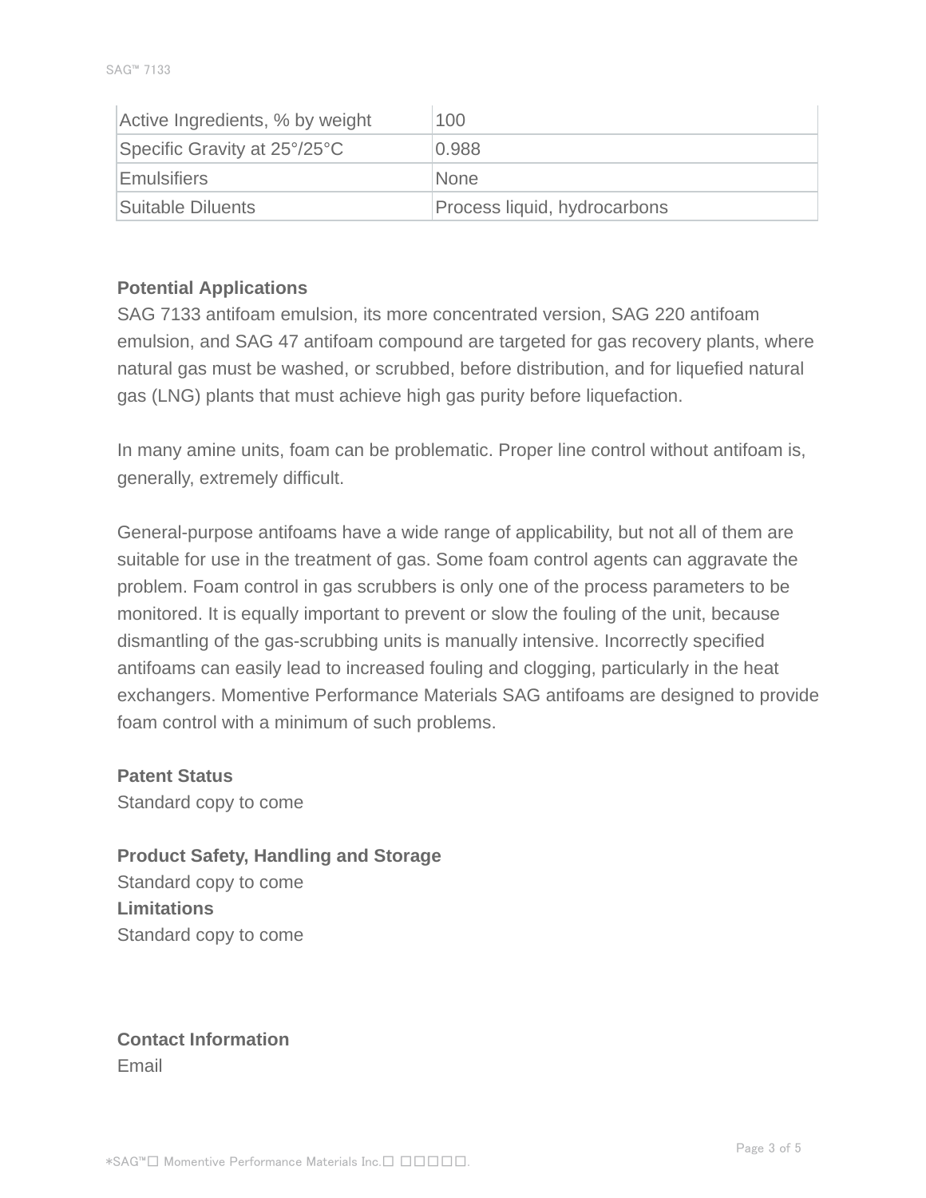| Active Ingredients, % by weight | 100 |
| --- | --- |
| Specific Gravity at 25°/25°C | 0.988 |
| Emulsifiers | None |
| Suitable Diluents | Process liquid, hydrocarbons |

**Potential Applications**

SAG 7133 antifoam emulsion, its more concentrated version, SAG 220 antifoam emulsion, and SAG 47 antifoam compound are targeted for gas recovery plants, where natural gas must be washed, or scrubbed, before distribution, and for liquefied natural gas (LNG) plants that must achieve high gas purity before liquefaction.

In many amine units, foam can be problematic. Proper line control without antifoam is, generally, extremely difficult.

General-purpose antifoams have a wide range of applicability, but not all of them are suitable for use in the treatment of gas. Some foam control agents can aggravate the problem. Foam control in gas scrubbers is only one of the process parameters to be monitored. It is equally important to prevent or slow the fouling of the unit, because dismantling of the gas-scrubbing units is manually intensive. Incorrectly specified antifoams can easily lead to increased fouling and clogging, particularly in the heat exchangers. Momentive Performance Materials SAG antifoams are designed to provide foam control with a minimum of such problems.

**Patent Status**

Standard copy to come

**Product Safety, Handling and Storage**

Standard copy to come

**Limitations**

Standard copy to come

**Contact Information**

Email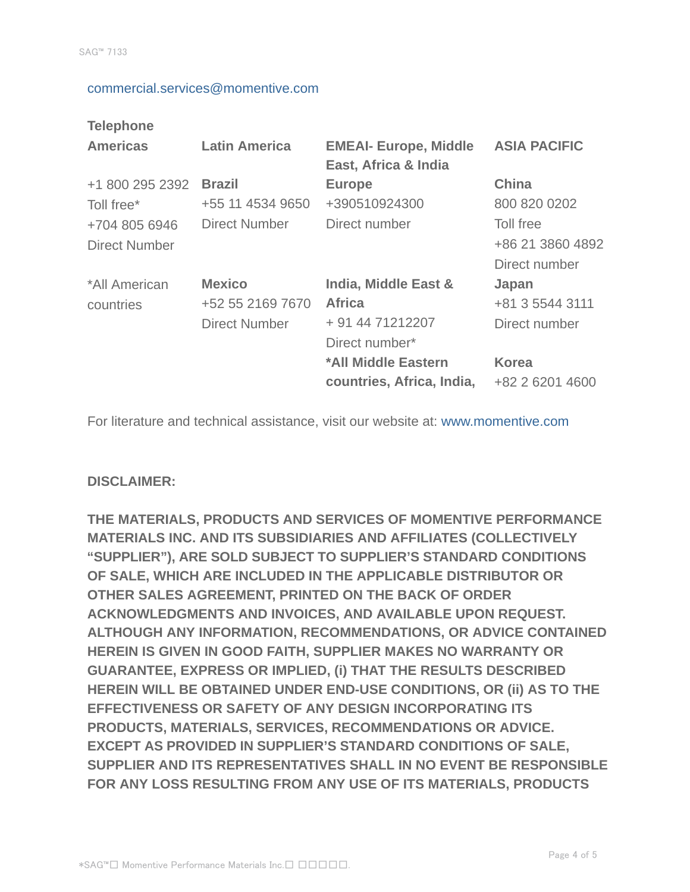commercial.services@momentive.com

**Telephone**

| **Americas** | **Latin America** | **EMEAI- Europe, Middle East, Africa & India** | **ASIA PACIFIC** |
|---|---|---|---|
| +1 800 295 2392<br>Toll free*<br>+704 805 6946<br>Direct Number | **Brazil**<br>+55 11 4534 9650<br>Direct Number | **Europe**<br>+390510924300<br>Direct number | **China**<br>800 820 0202<br>Toll free<br>+86 21 3860 4892<br>Direct number |
| *All American countries | **Mexico**<br>+52 55 2169 7670<br>Direct Number | **India, Middle East & Africa**<br>+ 91 44 71212207<br>Direct number* | **Japan**<br>+81 3 5544 3111<br>Direct number |
| | | ***All Middle Eastern countries, Africa, India,** | **Korea**<br>+82 2 6201 4600 |

For literature and technical assistance, visit our website at: www.momentive.com

**DISCLAIMER:**

**THE MATERIALS, PRODUCTS AND SERVICES OF MOMENTIVE PERFORMANCE MATERIALS INC. AND ITS SUBSIDIARIES AND AFFILIATES (COLLECTIVELY "SUPPLIER"), ARE SOLD SUBJECT TO SUPPLIER'S STANDARD CONDITIONS OF SALE, WHICH ARE INCLUDED IN THE APPLICABLE DISTRIBUTOR OR OTHER SALES AGREEMENT, PRINTED ON THE BACK OF ORDER ACKNOWLEDGMENTS AND INVOICES, AND AVAILABLE UPON REQUEST. ALTHOUGH ANY INFORMATION, RECOMMENDATIONS, OR ADVICE CONTAINED HEREIN IS GIVEN IN GOOD FAITH, SUPPLIER MAKES NO WARRANTY OR GUARANTEE, EXPRESS OR IMPLIED, (i) THAT THE RESULTS DESCRIBED HEREIN WILL BE OBTAINED UNDER END-USE CONDITIONS, OR (ii) AS TO THE EFFECTIVENESS OR SAFETY OF ANY DESIGN INCORPORATING ITS PRODUCTS, MATERIALS, SERVICES, RECOMMENDATIONS OR ADVICE. EXCEPT AS PROVIDED IN SUPPLIER'S STANDARD CONDITIONS OF SALE, SUPPLIER AND ITS REPRESENTATIVES SHALL IN NO EVENT BE RESPONSIBLE FOR ANY LOSS RESULTING FROM ANY USE OF ITS MATERIALS, PRODUCTS**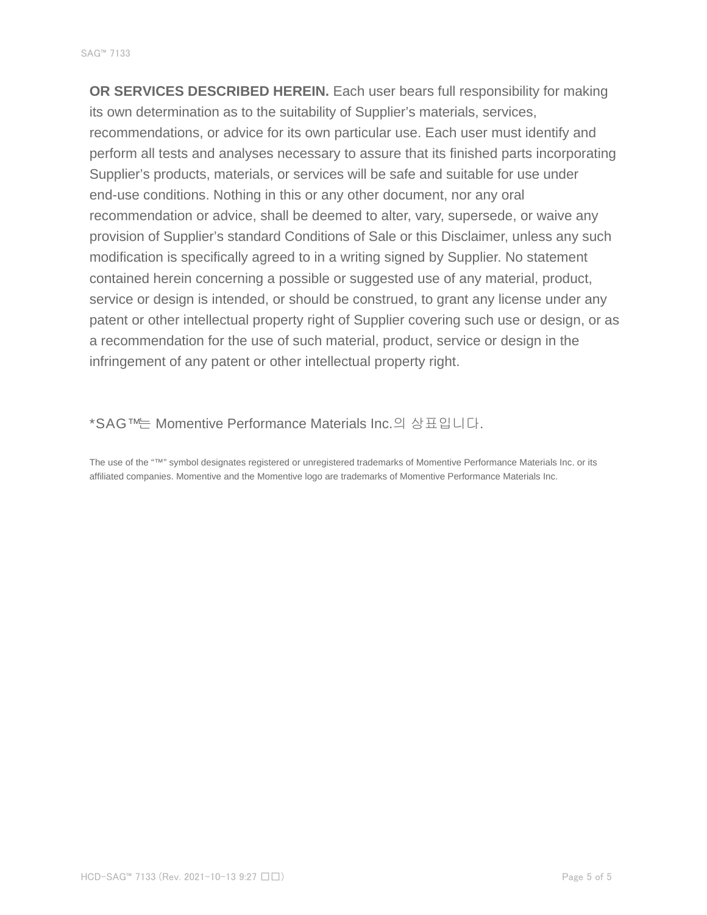**OR SERVICES DESCRIBED HEREIN.** Each user bears full responsibility for making its own determination as to the suitability of Supplier's materials, services, recommendations, or advice for its own particular use. Each user must identify and perform all tests and analyses necessary to assure that its finished parts incorporating Supplier's products, materials, or services will be safe and suitable for use under end-use conditions. Nothing in this or any other document, nor any oral recommendation or advice, shall be deemed to alter, vary, supersede, or waive any provision of Supplier's standard Conditions of Sale or this Disclaimer, unless any such modification is specifically agreed to in a writing signed by Supplier. No statement contained herein concerning a possible or suggested use of any material, product, service or design is intended, or should be construed, to grant any license under any patent or other intellectual property right of Supplier covering such use or design, or as a recommendation for the use of such material, product, service or design in the infringement of any patent or other intellectual property right.

*SAG™는 Momentive Performance Materials Inc.의 상표입니다.

The use of the "™" symbol designates registered or unregistered trademarks of Momentive Performance Materials Inc. or its affiliated companies. Momentive and the Momentive logo are trademarks of Momentive Performance Materials Inc.